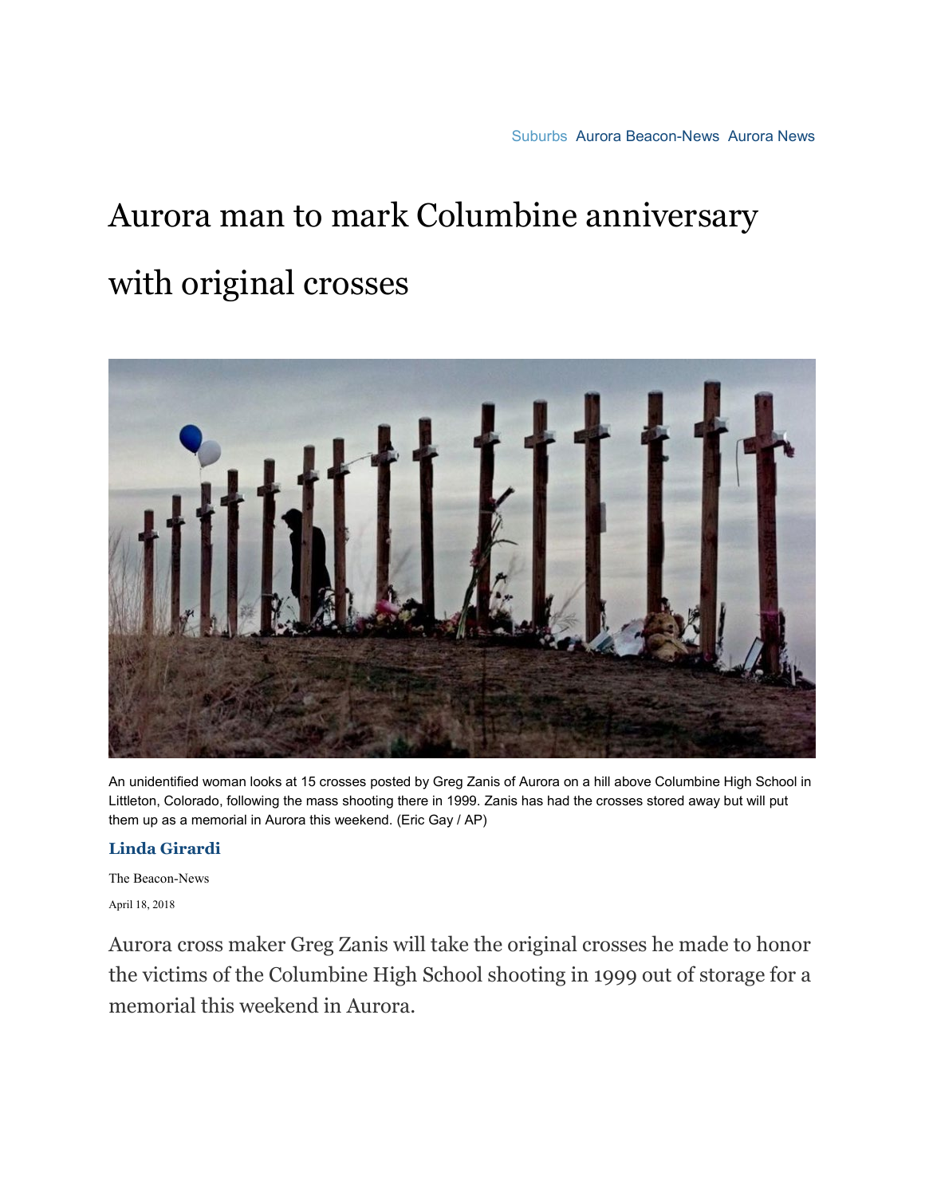Suburbs Aurora Beacon-News Aurora News

# Aurora man to mark Columbine anniversary with original crosses

An unidentified woman looks at 15 crosses posted by Greg Zanis of Aurora on a hill above Columbine High School in Littleton, Colorado, following the mass shooting there in 1999. Zanis has had the crosses stored away but will put them up as a memorial in Aurora this weekend. (Eric Gay / AP)

**Linda Girardi**

The Beacon-News

April 18, 2018

Aurora cross maker Greg Zanis will take the original crosses he made to honor the victims of the Columbine High School shooting in 1999 out of storage for a memorial this weekend in Aurora.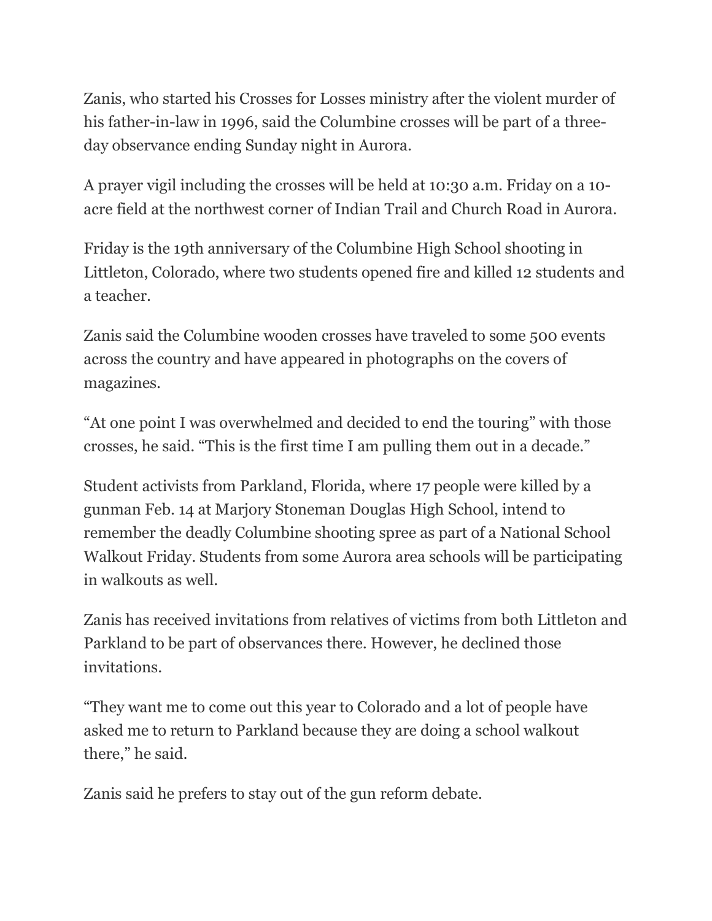Zanis, who started his Crosses for Losses ministry after the violent murder of his father-in-law in 1996, said the Columbine crosses will be part of a three-day observance ending Sunday night in Aurora.

A prayer vigil including the crosses will be held at 10:30 a.m. Friday on a 10-acre field at the northwest corner of Indian Trail and Church Road in Aurora.

Friday is the 19th anniversary of the Columbine High School shooting in Littleton, Colorado, where two students opened fire and killed 12 students and a teacher.

Zanis said the Columbine wooden crosses have traveled to some 500 events across the country and have appeared in photographs on the covers of magazines.

"At one point I was overwhelmed and decided to end the touring" with those crosses, he said. "This is the first time I am pulling them out in a decade."

Student activists from Parkland, Florida, where 17 people were killed by a gunman Feb. 14 at Marjory Stoneman Douglas High School, intend to remember the deadly Columbine shooting spree as part of a National School Walkout Friday. Students from some Aurora area schools will be participating in walkouts as well.

Zanis has received invitations from relatives of victims from both Littleton and Parkland to be part of observances there. However, he declined those invitations.

"They want me to come out this year to Colorado and a lot of people have asked me to return to Parkland because they are doing a school walkout there," he said.

Zanis said he prefers to stay out of the gun reform debate.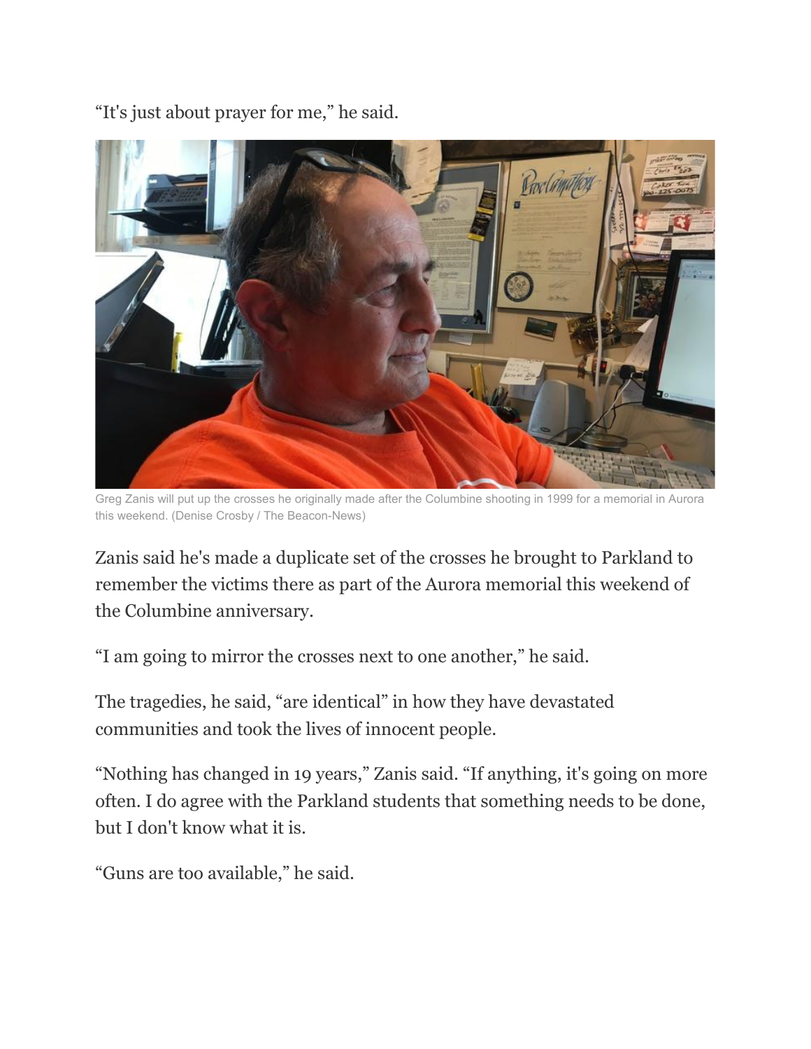"It's just about prayer for me," he said.

Greg Zanis will put up the crosses he originally made after the Columbine shooting in 1999 for a memorial in Aurora this weekend. (Denise Crosby / The Beacon-News)

Zanis said he's made a duplicate set of the crosses he brought to Parkland to remember the victims there as part of the Aurora memorial this weekend of the Columbine anniversary.

"I am going to mirror the crosses next to one another," he said.

The tragedies, he said, "are identical" in how they have devastated communities and took the lives of innocent people.

"Nothing has changed in 19 years," Zanis said. "If anything, it's going on more often. I do agree with the Parkland students that something needs to be done, but I don't know what it is.

"Guns are too available," he said.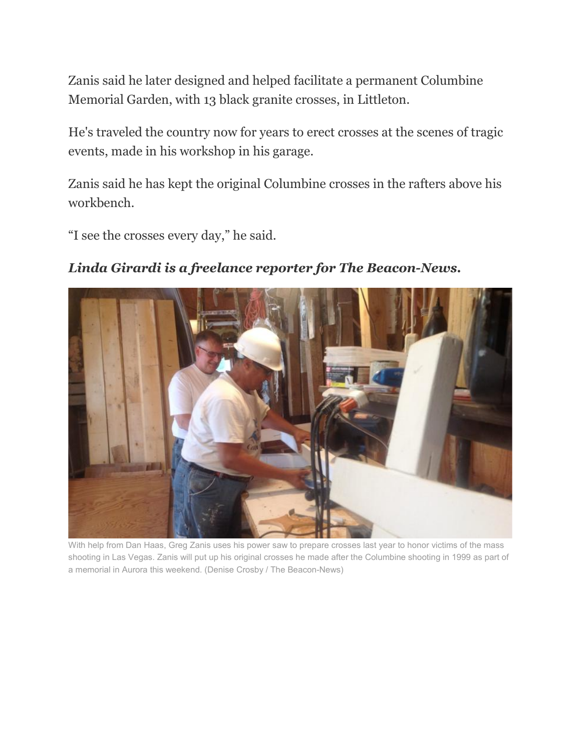Zanis said he later designed and helped facilitate a permanent Columbine Memorial Garden, with 13 black granite crosses, in Littleton.

He's traveled the country now for years to erect crosses at the scenes of tragic events, made in his workshop in his garage.

Zanis said he has kept the original Columbine crosses in the rafters above his workbench.

“I see the crosses every day,” he said.

***Linda Girardi is a freelance reporter for The Beacon-News.***

With help from Dan Haas, Greg Zanis uses his power saw to prepare crosses last year to honor victims of the mass shooting in Las Vegas. Zanis will put up his original crosses he made after the Columbine shooting in 1999 as part of a memorial in Aurora this weekend. (Denise Crosby / The Beacon-News)